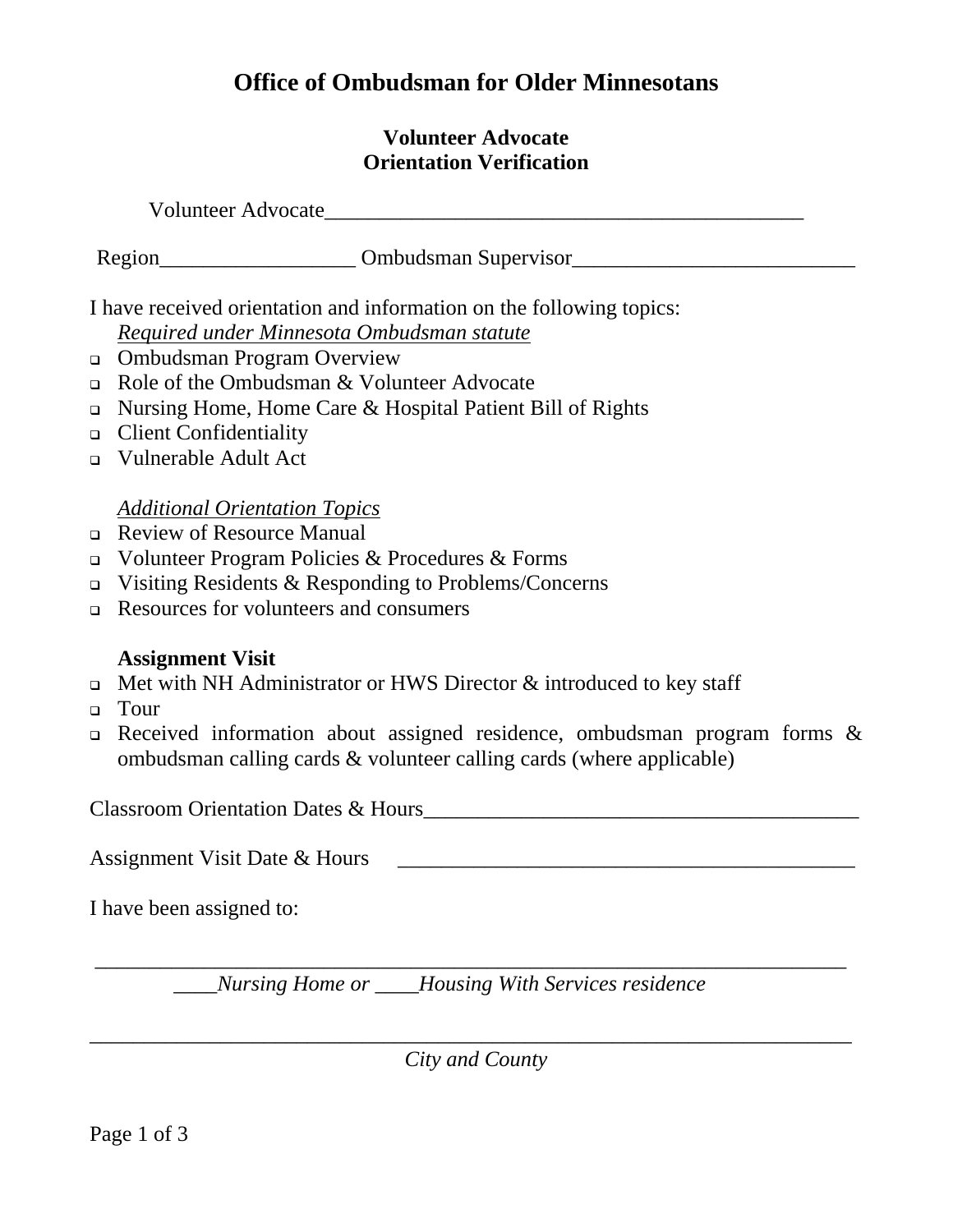# Office of Ombudsman for Older Minnesotans

## Volunteer Advocate
## Orientation Verification

Volunteer Advocate_____________________________________________

Region__________________ Ombudsman Supervisor__________________________

I have received orientation and information on the following topics:

*Required under Minnesota Ombudsman statute*

- ❑ Ombudsman Program Overview
- ❑ Role of the Ombudsman & Volunteer Advocate
- ❑ Nursing Home, Home Care & Hospital Patient Bill of Rights
- ❑ Client Confidentiality
- ❑ Vulnerable Adult Act

*Additional Orientation Topics*

- ❑ Review of Resource Manual
- ❑ Volunteer Program Policies & Procedures & Forms
- ❑ Visiting Residents & Responding to Problems/Concerns
- ❑ Resources for volunteers and consumers

**Assignment Visit**

- ❑ Met with NH Administrator or HWS Director & introduced to key staff
- ❑ Tour
- ❑ Received information about assigned residence, ombudsman program forms & ombudsman calling cards & volunteer calling cards (where applicable)

Classroom Orientation Dates & Hours_________________________________________

Assignment Visit Date & Hours ___________________________________________

I have been assigned to:

_______________________________________________________________________

____*Nursing Home or* ____*Housing With Services residence*

_______________________________________________________________________

*City and County*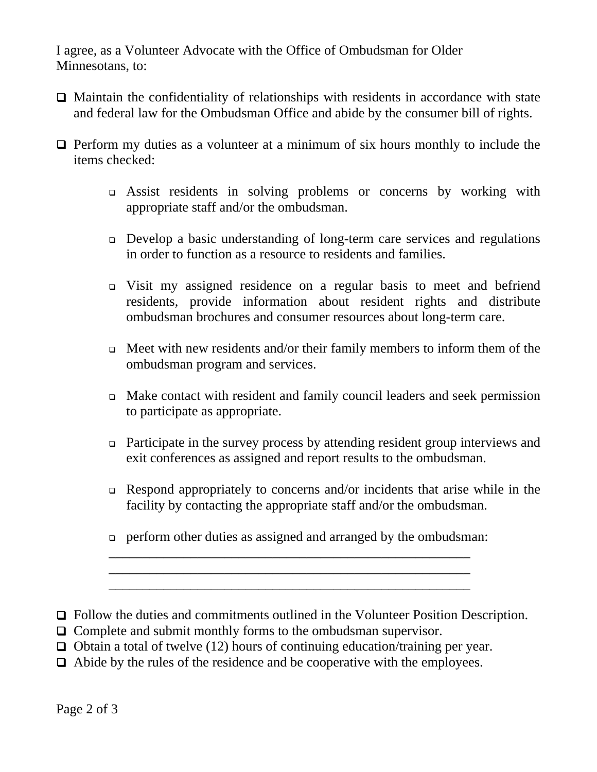I agree, as a Volunteer Advocate with the Office of Ombudsman for Older Minnesotans, to:

- ☐ Maintain the confidentiality of relationships with residents in accordance with state and federal law for the Ombudsman Office and abide by the consumer bill of rights.

- ☐ Perform my duties as a volunteer at a minimum of six hours monthly to include the items checked:

  - ☐ Assist residents in solving problems or concerns by working with appropriate staff and/or the ombudsman.

  - ☐ Develop a basic understanding of long-term care services and regulations in order to function as a resource to residents and families.

  - ☐ Visit my assigned residence on a regular basis to meet and befriend residents, provide information about resident rights and distribute ombudsman brochures and consumer resources about long-term care.

  - ☐ Meet with new residents and/or their family members to inform them of the ombudsman program and services.

  - ☐ Make contact with resident and family council leaders and seek permission to participate as appropriate.

  - ☐ Participate in the survey process by attending resident group interviews and exit conferences as assigned and report results to the ombudsman.

  - ☐ Respond appropriately to concerns and/or incidents that arise while in the facility by contacting the appropriate staff and/or the ombudsman.

  - ☐ perform other duties as assigned and arranged by the ombudsman:
    ________________________________________________________
    ________________________________________________________
    ________________________________________________________

- ☐ Follow the duties and commitments outlined in the Volunteer Position Description.
- ☐ Complete and submit monthly forms to the ombudsman supervisor.
- ☐ Obtain a total of twelve (12) hours of continuing education/training per year.
- ☐ Abide by the rules of the residence and be cooperative with the employees.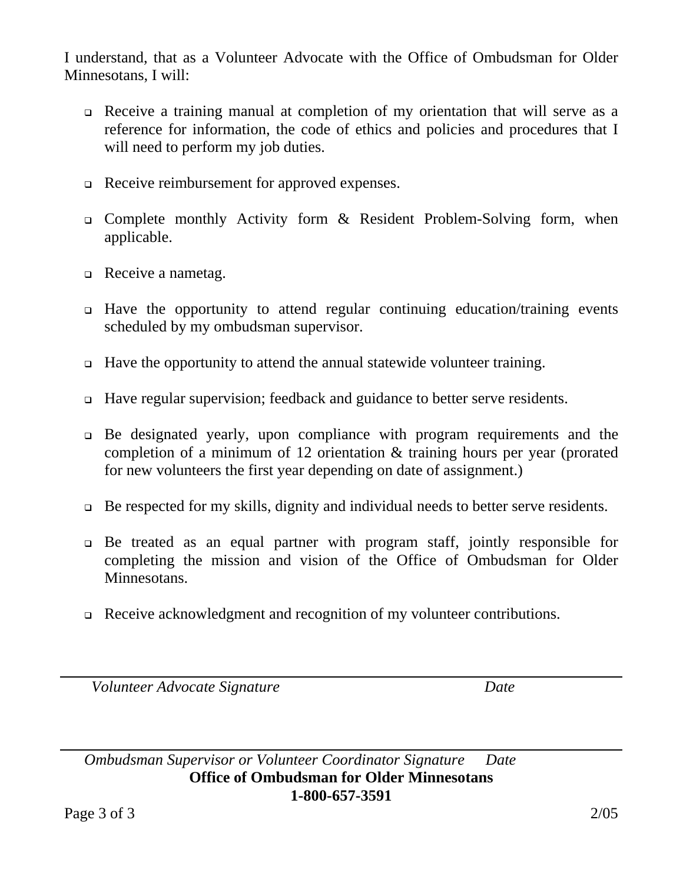I understand, that as a Volunteer Advocate with the Office of Ombudsman for Older Minnesotans, I will:

- Receive a training manual at completion of my orientation that will serve as a reference for information, the code of ethics and policies and procedures that I will need to perform my job duties.
- Receive reimbursement for approved expenses.
- Complete monthly Activity form & Resident Problem-Solving form, when applicable.
- Receive a nametag.
- Have the opportunity to attend regular continuing education/training events scheduled by my ombudsman supervisor.
- Have the opportunity to attend the annual statewide volunteer training.
- Have regular supervision; feedback and guidance to better serve residents.
- Be designated yearly, upon compliance with program requirements and the completion of a minimum of 12 orientation & training hours per year (prorated for new volunteers the first year depending on date of assignment.)
- Be respected for my skills, dignity and individual needs to better serve residents.
- Be treated as an equal partner with program staff, jointly responsible for completing the mission and vision of the Office of Ombudsman for Older Minnesotans.
- Receive acknowledgment and recognition of my volunteer contributions.

\_\_\_\_\_\_\_\_\_\_\_\_\_\_\_\_\_\_\_\_\_\_\_\_\_\_\_\_\_\_\_\_\_\_\_\_\_\_\_\_\_\_\_\_\_\_\_\_\_\_\_\_\_\_

*Volunteer Advocate Signature* *Date*

\_\_\_\_\_\_\_\_\_\_\_\_\_\_\_\_\_\_\_\_\_\_\_\_\_\_\_\_\_\_\_\_\_\_\_\_\_\_\_\_\_\_\_\_\_\_\_\_\_\_\_\_\_\_

*Ombudsman Supervisor or Volunteer Coordinator Signature* *Date*

**Office of Ombudsman for Older Minnesotans**

**1-800-657-3591**

2/05